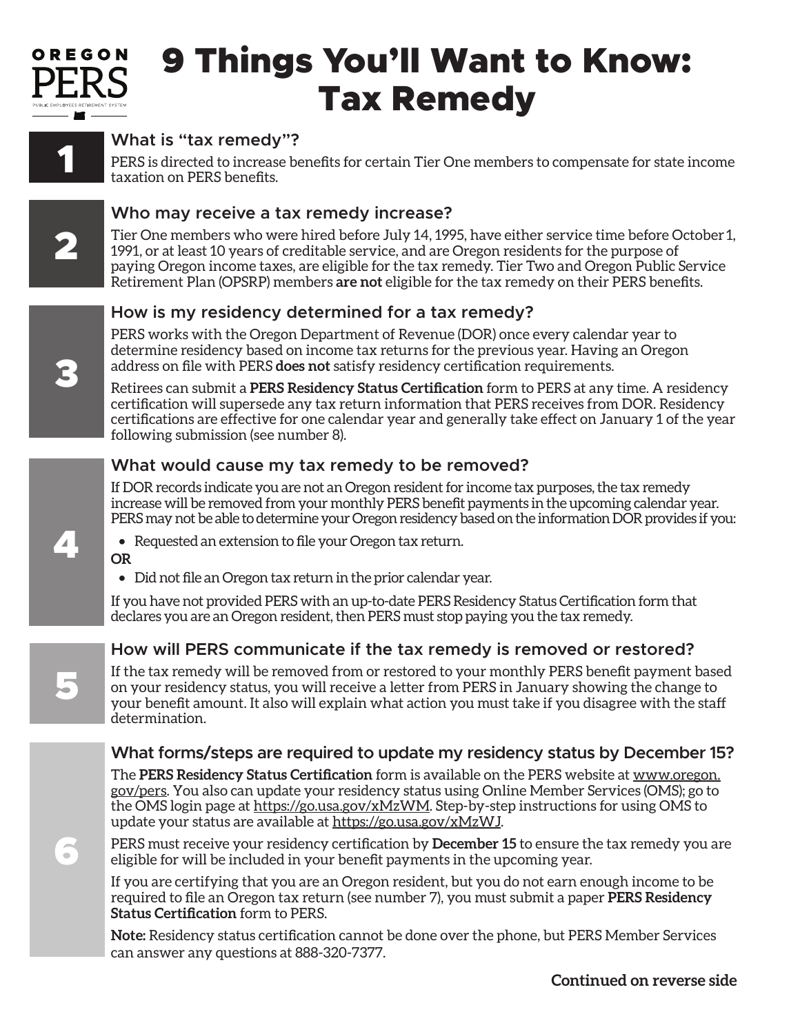# 9 Things You'll Want to Know: Tax Remedy

## 1 What is "tax remedy"?

PERS is directed to increase benefits for certain Tier One members to compensate for state income taxation on PERS benefits.

## 2 Who may receive a tax remedy increase?

Tier One members who were hired before July 14, 1995, have either service time before October 1, 1991, or at least 10 years of creditable service, and are Oregon residents for the purpose of paying Oregon income taxes, are eligible for the tax remedy. Tier Two and Oregon Public Service Retirement Plan (OPSRP) members **are not** eligible for the tax remedy on their PERS benefits.

## 3 How is my residency determined for a tax remedy?

PERS works with the Oregon Department of Revenue (DOR) once every calendar year to determine residency based on income tax returns for the previous year. Having an Oregon address on file with PERS **does not** satisfy residency certification requirements.

Retirees can submit a **PERS Residency Status Certification** form to PERS at any time. A residency certification will supersede any tax return information that PERS receives from DOR. Residency certifications are effective for one calendar year and generally take effect on January 1 of the year following submission (see number 8).

## 4 What would cause my tax remedy to be removed?

If DOR records indicate you are not an Oregon resident for income tax purposes, the tax remedy increase will be removed from your monthly PERS benefit payments in the upcoming calendar year. PERS may not be able to determine your Oregon residency based on the information DOR provides if you:

- Requested an extension to file your Oregon tax return.

**OR**

- Did not file an Oregon tax return in the prior calendar year.

If you have not provided PERS with an up-to-date PERS Residency Status Certification form that declares you are an Oregon resident, then PERS must stop paying you the tax remedy.

## 5 How will PERS communicate if the tax remedy is removed or restored?

If the tax remedy will be removed from or restored to your monthly PERS benefit payment based on your residency status, you will receive a letter from PERS in January showing the change to your benefit amount. It also will explain what action you must take if you disagree with the staff determination.

## 6 What forms/steps are required to update my residency status by December 15?

The **PERS Residency Status Certification** form is available on the PERS website at www.oregon.gov/pers. You also can update your residency status using Online Member Services (OMS); go to the OMS login page at https://go.usa.gov/xMzWM. Step-by-step instructions for using OMS to update your status are available at https://go.usa.gov/xMzWJ.

PERS must receive your residency certification by **December 15** to ensure the tax remedy you are eligible for will be included in your benefit payments in the upcoming year.

If you are certifying that you are an Oregon resident, but you do not earn enough income to be required to file an Oregon tax return (see number 7), you must submit a paper **PERS Residency Status Certification** form to PERS.

**Note:** Residency status certification cannot be done over the phone, but PERS Member Services can answer any questions at 888-320-7377.

**Continued on reverse side**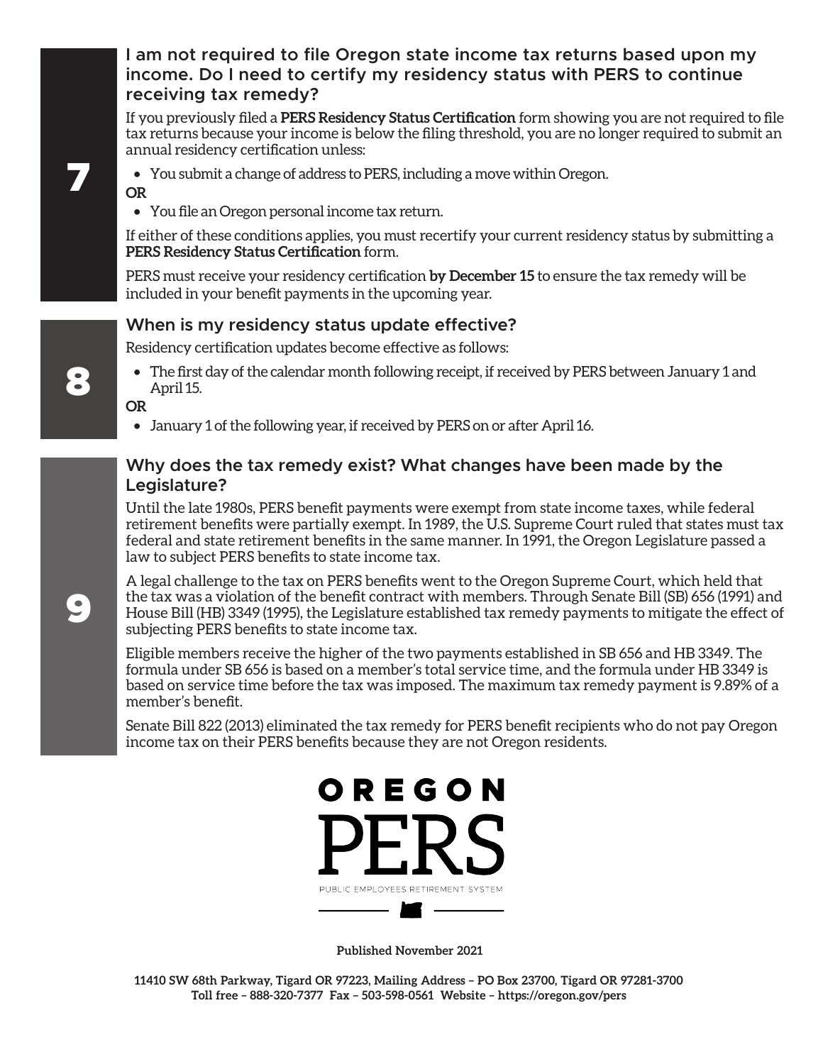## 7

### I am not required to file Oregon state income tax returns based upon my income. Do I need to certify my residency status with PERS to continue receiving tax remedy?

If you previously filed a **PERS Residency Status Certification** form showing you are not required to file tax returns because your income is below the filing threshold, you are no longer required to submit an annual residency certification unless:

- You submit a change of address to PERS, including a move within Oregon.

**OR**

- You file an Oregon personal income tax return.

If either of these conditions applies, you must recertify your current residency status by submitting a **PERS Residency Status Certification** form.

PERS must receive your residency certification **by December 15** to ensure the tax remedy will be included in your benefit payments in the upcoming year.

## 8

### When is my residency status update effective?

Residency certification updates become effective as follows:

- The first day of the calendar month following receipt, if received by PERS between January 1 and April 15.

**OR**

- January 1 of the following year, if received by PERS on or after April 16.

## 9

### Why does the tax remedy exist? What changes have been made by the Legislature?

Until the late 1980s, PERS benefit payments were exempt from state income taxes, while federal retirement benefits were partially exempt. In 1989, the U.S. Supreme Court ruled that states must tax federal and state retirement benefits in the same manner. In 1991, the Oregon Legislature passed a law to subject PERS benefits to state income tax.

A legal challenge to the tax on PERS benefits went to the Oregon Supreme Court, which held that the tax was a violation of the benefit contract with members. Through Senate Bill (SB) 656 (1991) and House Bill (HB) 3349 (1995), the Legislature established tax remedy payments to mitigate the effect of subjecting PERS benefits to state income tax.

Eligible members receive the higher of the two payments established in SB 656 and HB 3349. The formula under SB 656 is based on a member's total service time, and the formula under HB 3349 is based on service time before the tax was imposed. The maximum tax remedy payment is 9.89% of a member's benefit.

Senate Bill 822 (2013) eliminated the tax remedy for PERS benefit recipients who do not pay Oregon income tax on their PERS benefits because they are not Oregon residents.

OREGON PERS

PUBLIC EMPLOYEES RETIREMENT SYSTEM

**Published November 2021**

**11410 SW 68th Parkway, Tigard OR 97223, Mailing Address – PO Box 23700, Tigard OR 97281-3700**
**Toll free – 888-320-7377 Fax – 503-598-0561 Website – https://oregon.gov/pers**